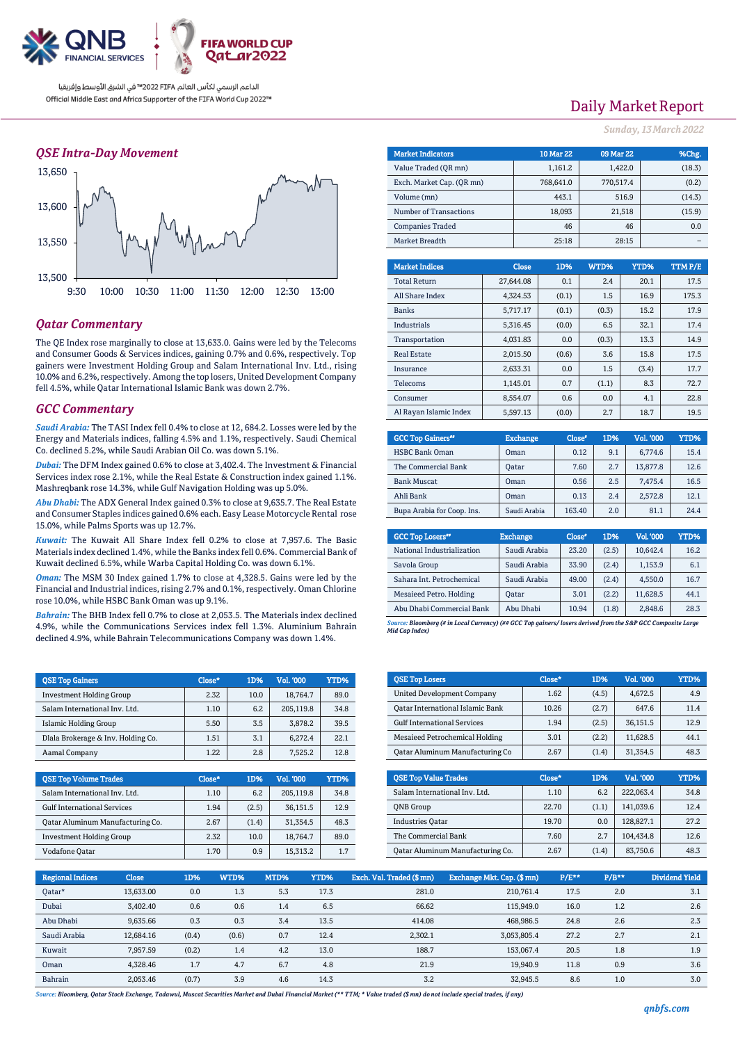QNB FINANCIAL SERVICES | FIFA WORLD CUP Qatar2022

الداعم الرسمي لكأس العالم FIFA 2022™ في الشرق الأوسط وإفريقيا
Official Middle East and Africa Supporter of the FIFA World Cup 2022™

# Daily Market Report

*Sunday, 13 March 2022*

## QSE Intra-Day Movement

## Qatar Commentary

The QE Index rose marginally to close at 13,633.0. Gains were led by the Telecoms and Consumer Goods & Services indices, gaining 0.7% and 0.6%, respectively. Top gainers were Investment Holding Group and Salam International Inv. Ltd., rising 10.0% and 6.2%, respectively. Among the top losers, United Development Company fell 4.5%, while Qatar International Islamic Bank was down 2.7%.

## GCC Commentary

***Saudi Arabia:*** The TASI Index fell 0.4% to close at 12, 684.2. Losses were led by the Energy and Materials indices, falling 4.5% and 1.1%, respectively. Saudi Chemical Co. declined 5.2%, while Saudi Arabian Oil Co. was down 5.1%.

***Dubai:*** The DFM Index gained 0.6% to close at 3,402.4. The Investment & Financial Services index rose 2.1%, while the Real Estate & Construction index gained 1.1%. Mashreqbank rose 14.3%, while Gulf Navigation Holding was up 5.0%.

***Abu Dhabi:*** The ADX General Index gained 0.3% to close at 9,635.7. The Real Estate and Consumer Staples indices gained 0.6% each. Easy Lease Motorcycle Rental rose 15.0%, while Palms Sports was up 12.7%.

***Kuwait:*** The Kuwait All Share Index fell 0.2% to close at 7,957.6. The Basic Materials index declined 1.4%, while the Banks index fell 0.6%. Commercial Bank of Kuwait declined 6.5%, while Warba Capital Holding Co. was down 6.1%.

***Oman:*** The MSM 30 Index gained 1.7% to close at 4,328.5. Gains were led by the Financial and Industrial indices, rising 2.7% and 0.1%, respectively. Oman Chlorine rose 10.0%, while HSBC Bank Oman was up 9.1%.

***Bahrain:*** The BHB Index fell 0.7% to close at 2,053.5. The Materials index declined 4.9%, while the Communications Services index fell 1.3%. Aluminium Bahrain declined 4.9%, while Bahrain Telecommunications Company was down 1.4%.

| Market Indicators | 10 Mar 22 | 09 Mar 22 | %Chg. |
|---|---|---|---|
| Value Traded (QR mn) | 1,161.2 | 1,422.0 | (18.3) |
| Exch. Market Cap. (QR mn) | 768,641.0 | 770,517.4 | (0.2) |
| Volume (mn) | 443.1 | 516.9 | (14.3) |
| Number of Transactions | 18,093 | 21,518 | (15.9) |
| Companies Traded | 46 | 46 | 0.0 |
| Market Breadth | 25:18 | 28:15 | – |

| Market Indices | Close | 1D% | WTD% | YTD% | TTM P/E |
|---|---|---|---|---|---|
| Total Return | 27,644.08 | 0.1 | 2.4 | 20.1 | 17.5 |
| All Share Index | 4,324.53 | (0.1) | 1.5 | 16.9 | 175.3 |
| Banks | 5,717.17 | (0.1) | (0.3) | 15.2 | 17.9 |
| Industrials | 5,316.45 | (0.0) | 6.5 | 32.1 | 17.4 |
| Transportation | 4,031.83 | 0.0 | (0.3) | 13.3 | 14.9 |
| Real Estate | 2,015.50 | (0.6) | 3.6 | 15.8 | 17.5 |
| Insurance | 2,633.31 | 0.0 | 1.5 | (3.4) | 17.7 |
| Telecoms | 1,145.01 | 0.7 | (1.1) | 8.3 | 72.7 |
| Consumer | 8,554.07 | 0.6 | 0.0 | 4.1 | 22.8 |
| Al Rayan Islamic Index | 5,597.13 | (0.0) | 2.7 | 18.7 | 19.5 |

| GCC Top Gainers## | Exchange | Close# | 1D% | Vol. '000 | YTD% |
|---|---|---|---|---|---|
| HSBC Bank Oman | Oman | 0.12 | 9.1 | 6,774.6 | 15.4 |
| The Commercial Bank | Qatar | 7.60 | 2.7 | 13,877.8 | 12.6 |
| Bank Muscat | Oman | 0.56 | 2.5 | 7,475.4 | 16.5 |
| Ahli Bank | Oman | 0.13 | 2.4 | 2,572.8 | 12.1 |
| Bupa Arabia for Coop. Ins. | Saudi Arabia | 163.40 | 2.0 | 81.1 | 24.4 |

| GCC Top Losers## | Exchange | Close# | 1D% | Vol. '000 | YTD% |
|---|---|---|---|---|---|
| National Industrialization | Saudi Arabia | 23.20 | (2.5) | 10,642.4 | 16.2 |
| Savola Group | Saudi Arabia | 33.90 | (2.4) | 1,153.9 | 6.1 |
| Sahara Int. Petrochemical | Saudi Arabia | 49.00 | (2.4) | 4,550.0 | 16.7 |
| Mesaieed Petro. Holding | Qatar | 3.01 | (2.2) | 11,628.5 | 44.1 |
| Abu Dhabi Commercial Bank | Abu Dhabi | 10.94 | (1.8) | 2,848.6 | 28.3 |

*Source: Bloomberg (# in Local Currency) (## GCC Top gainers/ losers derived from the S&P GCC Composite Large Mid Cap Index)*

| QSE Top Gainers | Close* | 1D% | Vol. '000 | YTD% |
|---|---|---|---|---|
| Investment Holding Group | 2.32 | 10.0 | 18,764.7 | 89.0 |
| Salam International Inv. Ltd. | 1.10 | 6.2 | 205,119.8 | 34.8 |
| Islamic Holding Group | 5.50 | 3.5 | 3,878.2 | 39.5 |
| Dlala Brokerage & Inv. Holding Co. | 1.51 | 3.1 | 6,272.4 | 22.1 |
| Aamal Company | 1.22 | 2.8 | 7,525.2 | 12.8 |

| QSE Top Losers | Close* | 1D% | Vol. '000 | YTD% |
|---|---|---|---|---|
| United Development Company | 1.62 | (4.5) | 4,672.5 | 4.9 |
| Qatar International Islamic Bank | 10.26 | (2.7) | 647.6 | 11.4 |
| Gulf International Services | 1.94 | (2.5) | 36,151.5 | 12.9 |
| Mesaieed Petrochemical Holding | 3.01 | (2.2) | 11,628.5 | 44.1 |
| Qatar Aluminum Manufacturing Co | 2.67 | (1.4) | 31,354.5 | 48.3 |

| QSE Top Volume Trades | Close* | 1D% | Vol. '000 | YTD% |
|---|---|---|---|---|
| Salam International Inv. Ltd. | 1.10 | 6.2 | 205,119.8 | 34.8 |
| Gulf International Services | 1.94 | (2.5) | 36,151.5 | 12.9 |
| Qatar Aluminum Manufacturing Co. | 2.67 | (1.4) | 31,354.5 | 48.3 |
| Investment Holding Group | 2.32 | 10.0 | 18,764.7 | 89.0 |
| Vodafone Qatar | 1.70 | 0.9 | 15,313.2 | 1.7 |

| QSE Top Value Trades | Close* | 1D% | Val. '000 | YTD% |
|---|---|---|---|---|
| Salam International Inv. Ltd. | 1.10 | 6.2 | 222,063.4 | 34.8 |
| QNB Group | 22.70 | (1.1) | 141,039.6 | 12.4 |
| Industries Qatar | 19.70 | 0.0 | 128,827.1 | 27.2 |
| The Commercial Bank | 7.60 | 2.7 | 104,434.8 | 12.6 |
| Qatar Aluminum Manufacturing Co. | 2.67 | (1.4) | 83,750.6 | 48.3 |

| Regional Indices | Close | 1D% | WTD% | MTD% | YTD% | Exch. Val. Traded ($ mn) | Exchange Mkt. Cap. ($ mn) | P/E** | P/B** | Dividend Yield |
|---|---|---|---|---|---|---|---|---|---|---|
| Qatar* | 13,633.00 | 0.0 | 1.3 | 5.3 | 17.3 | 281.0 | 210,761.4 | 17.5 | 2.0 | 3.1 |
| Dubai | 3,402.40 | 0.6 | 0.6 | 1.4 | 6.5 | 66.62 | 115,949.0 | 16.0 | 1.2 | 2.6 |
| Abu Dhabi | 9,635.66 | 0.3 | 0.3 | 3.4 | 13.5 | 414.08 | 468,986.5 | 24.8 | 2.6 | 2.3 |
| Saudi Arabia | 12,684.16 | (0.4) | (0.6) | 0.7 | 12.4 | 2,302.1 | 3,053,805.4 | 27.2 | 2.7 | 2.1 |
| Kuwait | 7,957.59 | (0.2) | 1.4 | 4.2 | 13.0 | 188.7 | 153,067.4 | 20.5 | 1.8 | 1.9 |
| Oman | 4,328.46 | 1.7 | 4.7 | 6.7 | 4.8 | 21.9 | 19,940.9 | 11.8 | 0.9 | 3.6 |
| Bahrain | 2,053.46 | (0.7) | 3.9 | 4.6 | 14.3 | 3.2 | 32,945.5 | 8.6 | 1.0 | 3.0 |

*Source: Bloomberg, Qatar Stock Exchange, Tadawul, Muscat Securities Market and Dubai Financial Market (** TTM; * Value traded ($ mn) do not include special trades, if any)*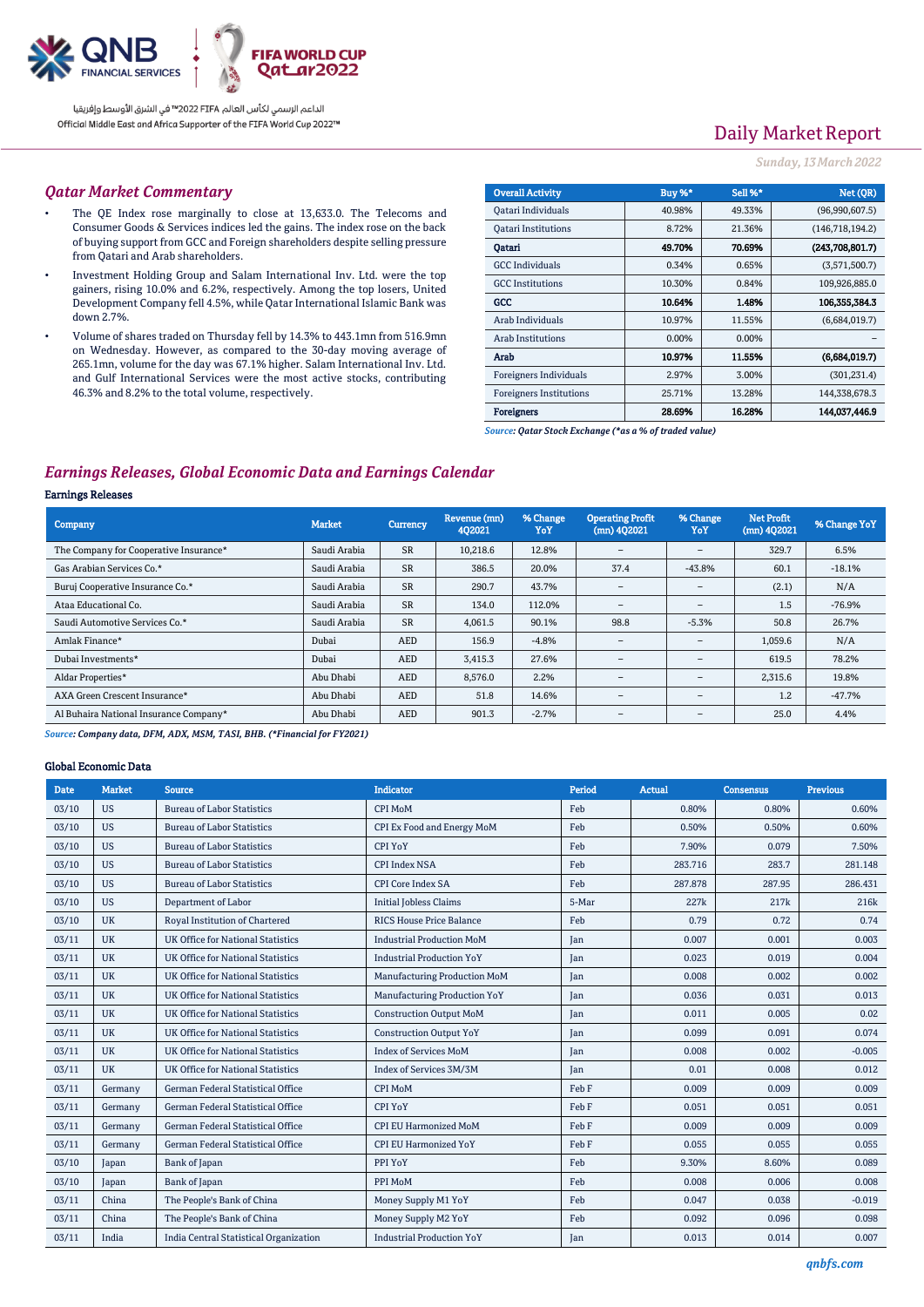Daily Market Report

*Sunday, 13 March 2022*

## *Qatar Market Commentary*

- The QE Index rose marginally to close at 13,633.0. The Telecoms and Consumer Goods & Services indices led the gains. The index rose on the back of buying support from GCC and Foreign shareholders despite selling pressure from Qatari and Arab shareholders.
- Investment Holding Group and Salam International Inv. Ltd. were the top gainers, rising 10.0% and 6.2%, respectively. Among the top losers, United Development Company fell 4.5%, while Qatar International Islamic Bank was down 2.7%.
- Volume of shares traded on Thursday fell by 14.3% to 443.1mn from 516.9mn on Wednesday. However, as compared to the 30-day moving average of 265.1mn, volume for the day was 67.1% higher. Salam International Inv. Ltd. and Gulf International Services were the most active stocks, contributing 46.3% and 8.2% to the total volume, respectively.

| Overall Activity | Buy %* | Sell %* | Net (QR) |
|---|---|---|---|
| Qatari Individuals | 40.98% | 49.33% | (96,990,607.5) |
| Qatari Institutions | 8.72% | 21.36% | (146,718,194.2) |
| **Qatari** | **49.70%** | **70.69%** | **(243,708,801.7)** |
| GCC Individuals | 0.34% | 0.65% | (3,571,500.7) |
| GCC Institutions | 10.30% | 0.84% | 109,926,885.0 |
| **GCC** | **10.64%** | **1.48%** | **106,355,384.3** |
| Arab Individuals | 10.97% | 11.55% | (6,684,019.7) |
| Arab Institutions | 0.00% | 0.00% | – |
| **Arab** | **10.97%** | **11.55%** | **(6,684,019.7)** |
| Foreigners Individuals | 2.97% | 3.00% | (301,231.4) |
| Foreigners Institutions | 25.71% | 13.28% | 144,338,678.3 |
| **Foreigners** | **28.69%** | **16.28%** | **144,037,446.9** |

*Source: Qatar Stock Exchange (\*as a % of traded value)*

## *Earnings Releases, Global Economic Data and Earnings Calendar*

### Earnings Releases

| Company | Market | Currency | Revenue (mn) 4Q2021 | % Change YoY | Operating Profit (mn) 4Q2021 | % Change YoY | Net Profit (mn) 4Q2021 | % Change YoY |
|---|---|---|---|---|---|---|---|---|
| The Company for Cooperative Insurance* | Saudi Arabia | SR | 10,218.6 | 12.8% | – | – | 329.7 | 6.5% |
| Gas Arabian Services Co.* | Saudi Arabia | SR | 386.5 | 20.0% | 37.4 | -43.8% | 60.1 | -18.1% |
| Buruj Cooperative Insurance Co.* | Saudi Arabia | SR | 290.7 | 43.7% | – | – | (2.1) | N/A |
| Ataa Educational Co. | Saudi Arabia | SR | 134.0 | 112.0% | – | – | 1.5 | -76.9% |
| Saudi Automotive Services Co.* | Saudi Arabia | SR | 4,061.5 | 90.1% | 98.8 | -5.3% | 50.8 | 26.7% |
| Amlak Finance* | Dubai | AED | 156.9 | -4.8% | – | – | 1,059.6 | N/A |
| Dubai Investments* | Dubai | AED | 3,415.3 | 27.6% | – | – | 619.5 | 78.2% |
| Aldar Properties* | Abu Dhabi | AED | 8,576.0 | 2.2% | – | – | 2,315.6 | 19.8% |
| AXA Green Crescent Insurance* | Abu Dhabi | AED | 51.8 | 14.6% | – | – | 1.2 | -47.7% |
| Al Buhaira National Insurance Company* | Abu Dhabi | AED | 901.3 | -2.7% | – | – | 25.0 | 4.4% |

*Source: Company data, DFM, ADX, MSM, TASI, BHB. (\*Financial for FY2021)*

### Global Economic Data

| Date | Market | Source | Indicator | Period | Actual | Consensus | Previous |
|---|---|---|---|---|---|---|---|
| 03/10 | US | Bureau of Labor Statistics | CPI MoM | Feb | 0.80% | 0.80% | 0.60% |
| 03/10 | US | Bureau of Labor Statistics | CPI Ex Food and Energy MoM | Feb | 0.50% | 0.50% | 0.60% |
| 03/10 | US | Bureau of Labor Statistics | CPI YoY | Feb | 7.90% | 0.079 | 7.50% |
| 03/10 | US | Bureau of Labor Statistics | CPI Index NSA | Feb | 283.716 | 283.7 | 281.148 |
| 03/10 | US | Bureau of Labor Statistics | CPI Core Index SA | Feb | 287.878 | 287.95 | 286.431 |
| 03/10 | US | Department of Labor | Initial Jobless Claims | 5-Mar | 227k | 217k | 216k |
| 03/10 | UK | Royal Institution of Chartered | RICS House Price Balance | Feb | 0.79 | 0.72 | 0.74 |
| 03/11 | UK | UK Office for National Statistics | Industrial Production MoM | Jan | 0.007 | 0.001 | 0.003 |
| 03/11 | UK | UK Office for National Statistics | Industrial Production YoY | Jan | 0.023 | 0.019 | 0.004 |
| 03/11 | UK | UK Office for National Statistics | Manufacturing Production MoM | Jan | 0.008 | 0.002 | 0.002 |
| 03/11 | UK | UK Office for National Statistics | Manufacturing Production YoY | Jan | 0.036 | 0.031 | 0.013 |
| 03/11 | UK | UK Office for National Statistics | Construction Output MoM | Jan | 0.011 | 0.005 | 0.02 |
| 03/11 | UK | UK Office for National Statistics | Construction Output YoY | Jan | 0.099 | 0.091 | 0.074 |
| 03/11 | UK | UK Office for National Statistics | Index of Services MoM | Jan | 0.008 | 0.002 | -0.005 |
| 03/11 | UK | UK Office for National Statistics | Index of Services 3M/3M | Jan | 0.01 | 0.008 | 0.012 |
| 03/11 | Germany | German Federal Statistical Office | CPI MoM | Feb F | 0.009 | 0.009 | 0.009 |
| 03/11 | Germany | German Federal Statistical Office | CPI YoY | Feb F | 0.051 | 0.051 | 0.051 |
| 03/11 | Germany | German Federal Statistical Office | CPI EU Harmonized MoM | Feb F | 0.009 | 0.009 | 0.009 |
| 03/11 | Germany | German Federal Statistical Office | CPI EU Harmonized YoY | Feb F | 0.055 | 0.055 | 0.055 |
| 03/10 | Japan | Bank of Japan | PPI YoY | Feb | 9.30% | 8.60% | 0.089 |
| 03/10 | Japan | Bank of Japan | PPI MoM | Feb | 0.008 | 0.006 | 0.008 |
| 03/11 | China | The People's Bank of China | Money Supply M1 YoY | Feb | 0.047 | 0.038 | -0.019 |
| 03/11 | China | The People's Bank of China | Money Supply M2 YoY | Feb | 0.092 | 0.096 | 0.098 |
| 03/11 | India | India Central Statistical Organization | Industrial Production YoY | Jan | 0.013 | 0.014 | 0.007 |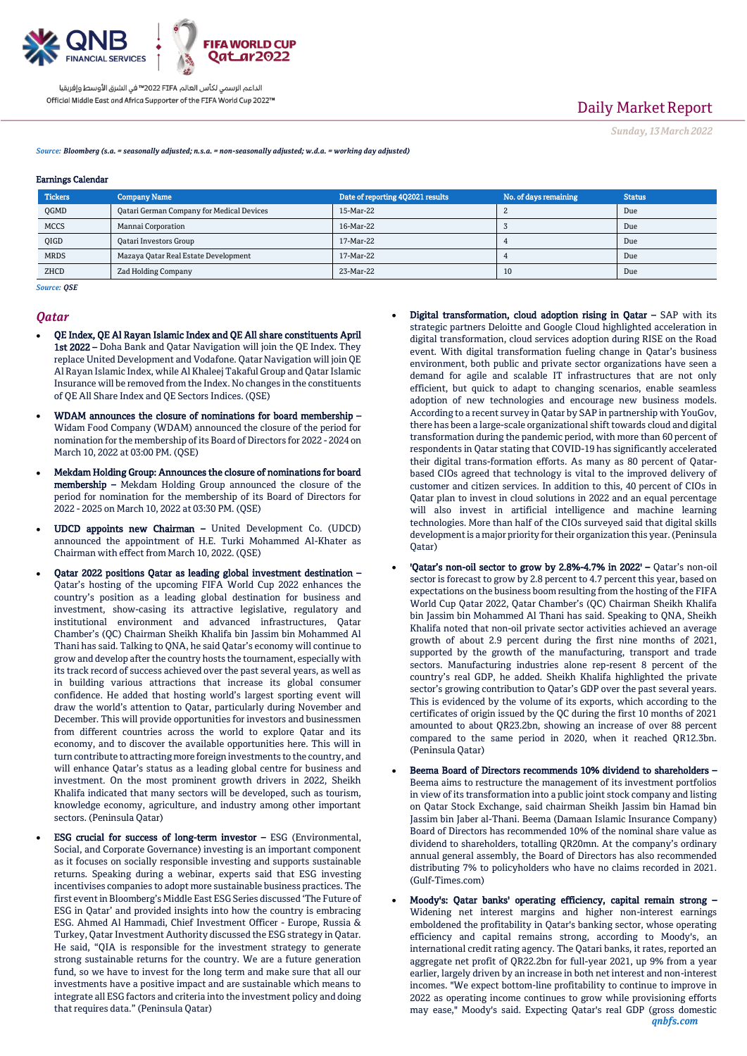*Source: Bloomberg (s.a. = seasonally adjusted; n.s.a. = non-seasonally adjusted; w.d.a. = working day adjusted)*

**Earnings Calendar**

| Tickers | Company Name | Date of reporting 4Q2021 results | No. of days remaining | Status |
|---|---|---|---|---|
| QGMD | Qatari German Company for Medical Devices | 15-Mar-22 | 2 | Due |
| MCCS | Mannai Corporation | 16-Mar-22 | 3 | Due |
| QIGD | Qatari Investors Group | 17-Mar-22 | 4 | Due |
| MRDS | Mazaya Qatar Real Estate Development | 17-Mar-22 | 4 | Due |
| ZHCD | Zad Holding Company | 23-Mar-22 | 10 | Due |

*Source: QSE*

## Qatar

- **QE Index, QE Al Rayan Islamic Index and QE All share constituents April 1st 2022 –** Doha Bank and Qatar Navigation will join the QE Index. They replace United Development and Vodafone. Qatar Navigation will join QE Al Rayan Islamic Index, while Al Khaleej Takaful Group and Qatar Islamic Insurance will be removed from the Index. No changes in the constituents of QE All Share Index and QE Sectors Indices. (QSE)

- **WDAM announces the closure of nominations for board membership –** Widam Food Company (WDAM) announced the closure of the period for nomination for the membership of its Board of Directors for 2022 - 2024 on March 10, 2022 at 03:00 PM. (QSE)

- **Mekdam Holding Group: Announces the closure of nominations for board membership –** Mekdam Holding Group announced the closure of the period for nomination for the membership of its Board of Directors for 2022 - 2025 on March 10, 2022 at 03:30 PM. (QSE)

- **UDCD appoints new Chairman –** United Development Co. (UDCD) announced the appointment of H.E. Turki Mohammed Al-Khater as Chairman with effect from March 10, 2022. (QSE)

- **Qatar 2022 positions Qatar as leading global investment destination –** Qatar's hosting of the upcoming FIFA World Cup 2022 enhances the country's position as a leading global destination for business and investment, show-casing its attractive legislative, regulatory and institutional environment and advanced infrastructures, Qatar Chamber's (QC) Chairman Sheikh Khalifa bin Jassim bin Mohammed Al Thani has said. Talking to QNA, he said Qatar's economy will continue to grow and develop after the country hosts the tournament, especially with its track record of success achieved over the past several years, as well as in building various attractions that increase its global consumer confidence. He added that hosting world's largest sporting event will draw the world's attention to Qatar, particularly during November and December. This will provide opportunities for investors and businessmen from different countries across the world to explore Qatar and its economy, and to discover the available opportunities here. This will in turn contribute to attracting more foreign investments to the country, and will enhance Qatar's status as a leading global centre for business and investment. On the most prominent growth drivers in 2022, Sheikh Khalifa indicated that many sectors will be developed, such as tourism, knowledge economy, agriculture, and industry among other important sectors. (Peninsula Qatar)

- **ESG crucial for success of long-term investor –** ESG (Environmental, Social, and Corporate Governance) investing is an important component as it focuses on socially responsible investing and supports sustainable returns. Speaking during a webinar, experts said that ESG investing incentivises companies to adopt more sustainable business practices. The first event in Bloomberg's Middle East ESG Series discussed 'The Future of ESG in Qatar' and provided insights into how the country is embracing ESG. Ahmed Al Hammadi, Chief Investment Officer - Europe, Russia & Turkey, Qatar Investment Authority discussed the ESG strategy in Qatar. He said, "QIA is responsible for the investment strategy to generate strong sustainable returns for the country. We are a future generation fund, so we have to invest for the long term and make sure that all our investments have a positive impact and are sustainable which means to integrate all ESG factors and criteria into the investment policy and doing that requires data." (Peninsula Qatar)

- **Digital transformation, cloud adoption rising in Qatar –** SAP with its strategic partners Deloitte and Google Cloud highlighted acceleration in digital transformation, cloud services adoption during RISE on the Road event. With digital transformation fueling change in Qatar's business environment, both public and private sector organizations have seen a demand for agile and scalable IT infrastructures that are not only efficient, but quick to adapt to changing scenarios, enable seamless adoption of new technologies and encourage new business models. According to a recent survey in Qatar by SAP in partnership with YouGov, there has been a large-scale organizational shift towards cloud and digital transformation during the pandemic period, with more than 60 percent of respondents in Qatar stating that COVID-19 has significantly accelerated their digital trans-formation efforts. As many as 80 percent of Qatar-based CIOs agreed that technology is vital to the improved delivery of customer and citizen services. In addition to this, 40 percent of CIOs in Qatar plan to invest in cloud solutions in 2022 and an equal percentage will also invest in artificial intelligence and machine learning technologies. More than half of the CIOs surveyed said that digital skills development is a major priority for their organization this year. (Peninsula Qatar)

- **'Qatar's non-oil sector to grow by 2.8%-4.7% in 2022' –** Qatar's non-oil sector is forecast to grow by 2.8 percent to 4.7 percent this year, based on expectations on the business boom resulting from the hosting of the FIFA World Cup Qatar 2022, Qatar Chamber's (QC) Chairman Sheikh Khalifa bin Jassim bin Mohammed Al Thani has said. Speaking to QNA, Sheikh Khalifa noted that non-oil private sector activities achieved an average growth of about 2.9 percent during the first nine months of 2021, supported by the growth of the manufacturing, transport and trade sectors. Manufacturing industries alone rep-resent 8 percent of the country's real GDP, he added. Sheikh Khalifa highlighted the private sector's growing contribution to Qatar's GDP over the past several years. This is evidenced by the volume of its exports, which according to the certificates of origin issued by the QC during the first 10 months of 2021 amounted to about QR23.2bn, showing an increase of over 88 percent compared to the same period in 2020, when it reached QR12.3bn. (Peninsula Qatar)

- **Beema Board of Directors recommends 10% dividend to shareholders –** Beema aims to restructure the management of its investment portfolios in view of its transformation into a public joint stock company and listing on Qatar Stock Exchange, said chairman Sheikh Jassim bin Hamad bin Jassim bin Jaber al-Thani. Beema (Damaan Islamic Insurance Company) Board of Directors has recommended 10% of the nominal share value as dividend to shareholders, totalling QR20mn. At the company's ordinary annual general assembly, the Board of Directors has also recommended distributing 7% to policyholders who have no claims recorded in 2021. (Gulf-Times.com)

- **Moody's: Qatar banks' operating efficiency, capital remain strong –** Widening net interest margins and higher non-interest earnings emboldened the profitability in Qatar's banking sector, whose operating efficiency and capital remains strong, according to Moody's, an international credit rating agency. The Qatari banks, it says, reported an aggregate net profit of QR22.2bn for full-year 2021, up 9% from a year earlier, largely driven by an increase in both net interest and non-interest incomes. "We expect bottom-line profitability to continue to improve in 2022 as operating income continues to grow while provisioning efforts may ease," Moody's said. Expecting Qatar's real GDP (gross domestic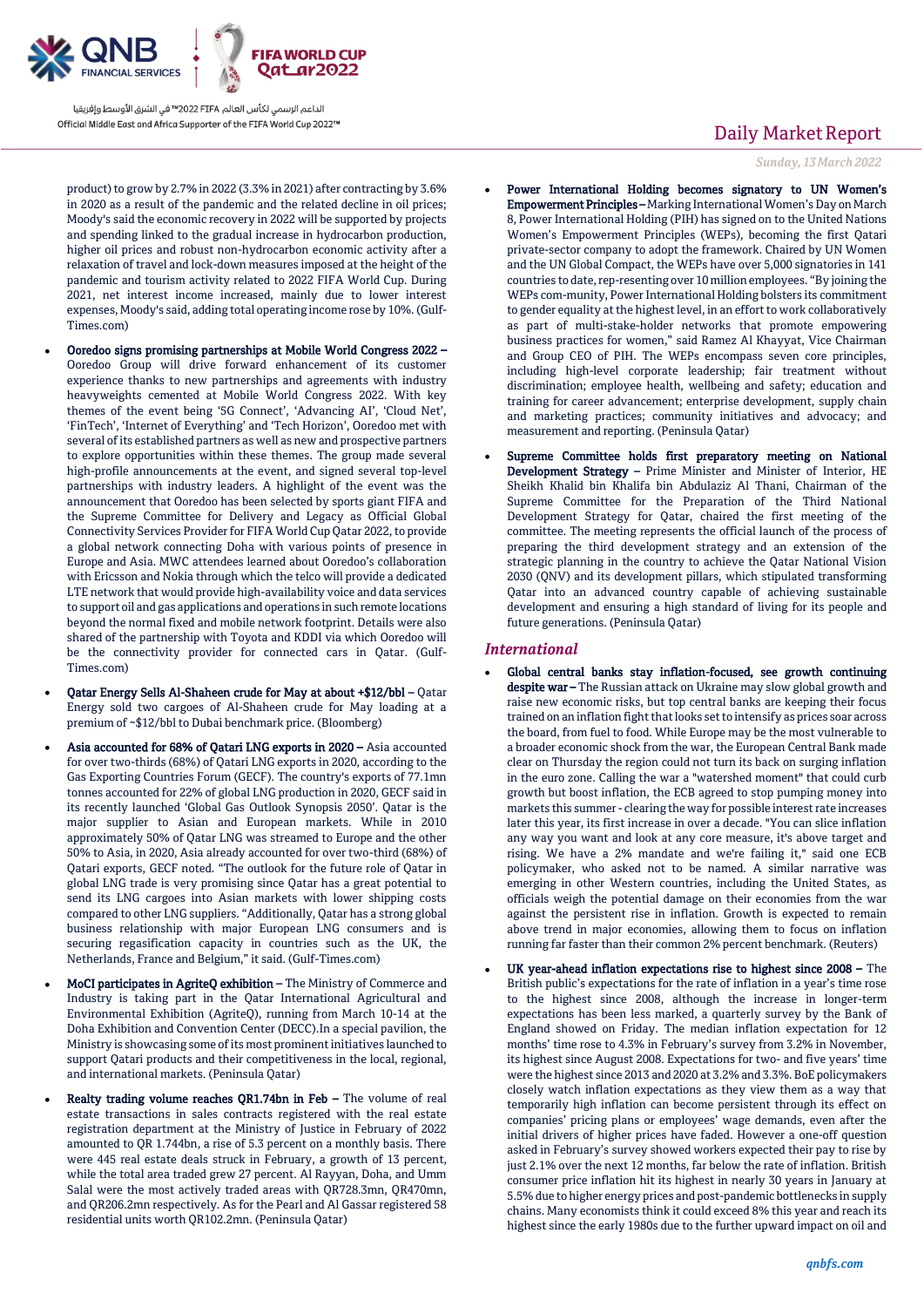product) to grow by 2.7% in 2022 (3.3% in 2021) after contracting by 3.6% in 2020 as a result of the pandemic and the related decline in oil prices; Moody's said the economic recovery in 2022 will be supported by projects and spending linked to the gradual increase in hydrocarbon production, higher oil prices and robust non-hydrocarbon economic activity after a relaxation of travel and lock-down measures imposed at the height of the pandemic and tourism activity related to 2022 FIFA World Cup. During 2021, net interest income increased, mainly due to lower interest expenses, Moody's said, adding total operating income rose by 10%. (Gulf-Times.com)

- **Ooredoo signs promising partnerships at Mobile World Congress 2022 –** Ooredoo Group will drive forward enhancement of its customer experience thanks to new partnerships and agreements with industry heavyweights cemented at Mobile World Congress 2022. With key themes of the event being '5G Connect', 'Advancing AI', 'Cloud Net', 'FinTech', 'Internet of Everything' and 'Tech Horizon', Ooredoo met with several of its established partners as well as new and prospective partners to explore opportunities within these themes. The group made several high-profile announcements at the event, and signed several top-level partnerships with industry leaders. A highlight of the event was the announcement that Ooredoo has been selected by sports giant FIFA and the Supreme Committee for Delivery and Legacy as Official Global Connectivity Services Provider for FIFA World Cup Qatar 2022, to provide a global network connecting Doha with various points of presence in Europe and Asia. MWC attendees learned about Ooredoo's collaboration with Ericsson and Nokia through which the telco will provide a dedicated LTE network that would provide high-availability voice and data services to support oil and gas applications and operations in such remote locations beyond the normal fixed and mobile network footprint. Details were also shared of the partnership with Toyota and KDDI via which Ooredoo will be the connectivity provider for connected cars in Qatar. (Gulf-Times.com)
- **Qatar Energy Sells Al-Shaheen crude for May at about +$12/bbl –** Qatar Energy sold two cargoes of Al-Shaheen crude for May loading at a premium of ~$12/bbl to Dubai benchmark price. (Bloomberg)
- **Asia accounted for 68% of Qatari LNG exports in 2020 –** Asia accounted for over two-thirds (68%) of Qatari LNG exports in 2020, according to the Gas Exporting Countries Forum (GECF). The country's exports of 77.1mn tonnes accounted for 22% of global LNG production in 2020, GECF said in its recently launched 'Global Gas Outlook Synopsis 2050'. Qatar is the major supplier to Asian and European markets. While in 2010 approximately 50% of Qatar LNG was streamed to Europe and the other 50% to Asia, in 2020, Asia already accounted for over two-third (68%) of Qatari exports, GECF noted. "The outlook for the future role of Qatar in global LNG trade is very promising since Qatar has a great potential to send its LNG cargoes into Asian markets with lower shipping costs compared to other LNG suppliers. "Additionally, Qatar has a strong global business relationship with major European LNG consumers and is securing regasification capacity in countries such as the UK, the Netherlands, France and Belgium," it said. (Gulf-Times.com)
- **MoCI participates in AgriteQ exhibition –** The Ministry of Commerce and Industry is taking part in the Qatar International Agricultural and Environmental Exhibition (AgriteQ), running from March 10-14 at the Doha Exhibition and Convention Center (DECC).In a special pavilion, the Ministry is showcasing some of its most prominent initiatives launched to support Qatari products and their competitiveness in the local, regional, and international markets. (Peninsula Qatar)
- **Realty trading volume reaches QR1.74bn in Feb –** The volume of real estate transactions in sales contracts registered with the real estate registration department at the Ministry of Justice in February of 2022 amounted to QR 1.744bn, a rise of 5.3 percent on a monthly basis. There were 445 real estate deals struck in February, a growth of 13 percent, while the total area traded grew 27 percent. Al Rayyan, Doha, and Umm Salal were the most actively traded areas with QR728.3mn, QR470mn, and QR206.2mn respectively. As for the Pearl and Al Gassar registered 58 residential units worth QR102.2mn. (Peninsula Qatar)
- **Power International Holding becomes signatory to UN Women's Empowerment Principles –** Marking International Women's Day on March 8, Power International Holding (PIH) has signed on to the United Nations Women's Empowerment Principles (WEPs), becoming the first Qatari private-sector company to adopt the framework. Chaired by UN Women and the UN Global Compact, the WEPs have over 5,000 signatories in 141 countries to date, rep-resenting over 10 million employees. "By joining the WEPs com-munity, Power International Holding bolsters its commitment to gender equality at the highest level, in an effort to work collaboratively as part of multi-stake-holder networks that promote empowering business practices for women," said Ramez Al Khayyat, Vice Chairman and Group CEO of PIH. The WEPs encompass seven core principles, including high-level corporate leadership; fair treatment without discrimination; employee health, wellbeing and safety; education and training for career advancement; enterprise development, supply chain and marketing practices; community initiatives and advocacy; and measurement and reporting. (Peninsula Qatar)
- **Supreme Committee holds first preparatory meeting on National Development Strategy –** Prime Minister and Minister of Interior, HE Sheikh Khalid bin Khalifa bin Abdulaziz Al Thani, Chairman of the Supreme Committee for the Preparation of the Third National Development Strategy for Qatar, chaired the first meeting of the committee. The meeting represents the official launch of the process of preparing the third development strategy and an extension of the strategic planning in the country to achieve the Qatar National Vision 2030 (QNV) and its development pillars, which stipulated transforming Qatar into an advanced country capable of achieving sustainable development and ensuring a high standard of living for its people and future generations. (Peninsula Qatar)

## *International*

- **Global central banks stay inflation-focused, see growth continuing despite war –** The Russian attack on Ukraine may slow global growth and raise new economic risks, but top central banks are keeping their focus trained on an inflation fight that looks set to intensify as prices soar across the board, from fuel to food. While Europe may be the most vulnerable to a broader economic shock from the war, the European Central Bank made clear on Thursday the region could not turn its back on surging inflation in the euro zone. Calling the war a "watershed moment" that could curb growth but boost inflation, the ECB agreed to stop pumping money into markets this summer - clearing the way for possible interest rate increases later this year, its first increase in over a decade. "You can slice inflation any way you want and look at any core measure, it's above target and rising. We have a 2% mandate and we're failing it," said one ECB policymaker, who asked not to be named. A similar narrative was emerging in other Western countries, including the United States, as officials weigh the potential damage on their economies from the war against the persistent rise in inflation. Growth is expected to remain above trend in major economies, allowing them to focus on inflation running far faster than their common 2% percent benchmark. (Reuters)
- **UK year-ahead inflation expectations rise to highest since 2008 –** The British public's expectations for the rate of inflation in a year's time rose to the highest since 2008, although the increase in longer-term expectations has been less marked, a quarterly survey by the Bank of England showed on Friday. The median inflation expectation for 12 months' time rose to 4.3% in February's survey from 3.2% in November, its highest since August 2008. Expectations for two- and five years' time were the highest since 2013 and 2020 at 3.2% and 3.3%. BoE policymakers closely watch inflation expectations as they view them as a way that temporarily high inflation can become persistent through its effect on companies' pricing plans or employees' wage demands, even after the initial drivers of higher prices have faded. However a one-off question asked in February's survey showed workers expected their pay to rise by just 2.1% over the next 12 months, far below the rate of inflation. British consumer price inflation hit its highest in nearly 30 years in January at 5.5% due to higher energy prices and post-pandemic bottlenecks in supply chains. Many economists think it could exceed 8% this year and reach its highest since the early 1980s due to the further upward impact on oil and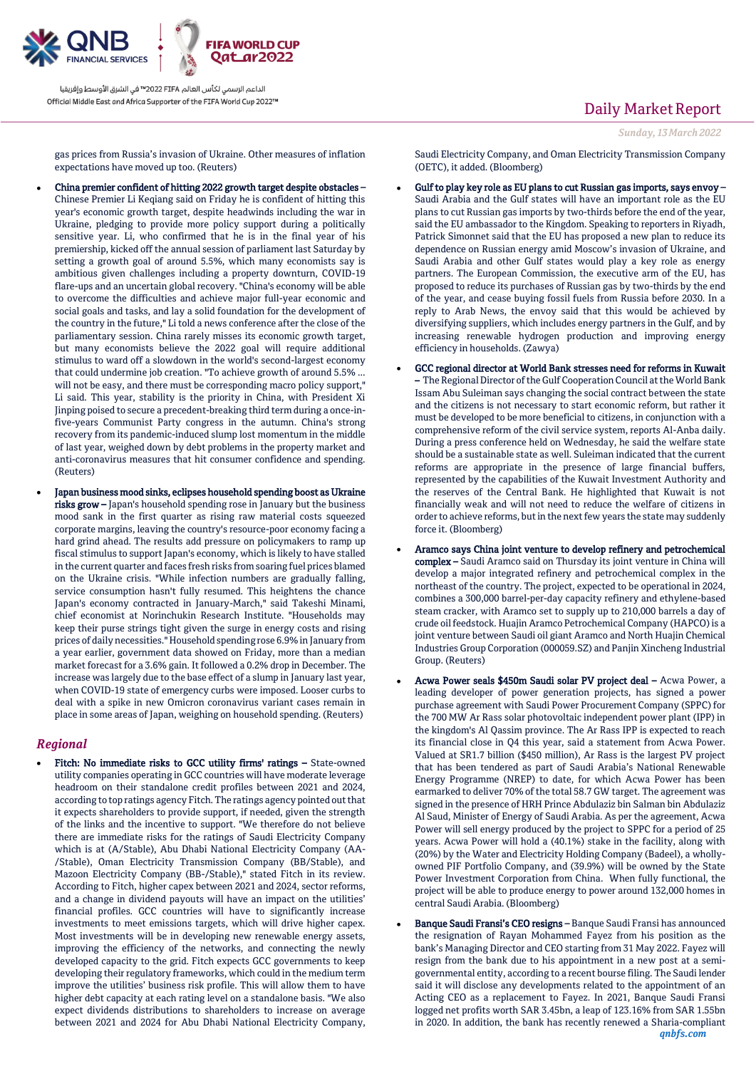gas prices from Russia's invasion of Ukraine. Other measures of inflation expectations have moved up too. (Reuters)

- **China premier confident of hitting 2022 growth target despite obstacles –** Chinese Premier Li Keqiang said on Friday he is confident of hitting this year's economic growth target, despite headwinds including the war in Ukraine, pledging to provide more policy support during a politically sensitive year. Li, who confirmed that he is in the final year of his premiership, kicked off the annual session of parliament last Saturday by setting a growth goal of around 5.5%, which many economists say is ambitious given challenges including a property downturn, COVID-19 flare-ups and an uncertain global recovery. "China's economy will be able to overcome the difficulties and achieve major full-year economic and social goals and tasks, and lay a solid foundation for the development of the country in the future," Li told a news conference after the close of the parliamentary session. China rarely misses its economic growth target, but many economists believe the 2022 goal will require additional stimulus to ward off a slowdown in the world's second-largest economy that could undermine job creation. "To achieve growth of around 5.5% ... will not be easy, and there must be corresponding macro policy support," Li said. This year, stability is the priority in China, with President Xi Jinping poised to secure a precedent-breaking third term during a once-in-five-years Communist Party congress in the autumn. China's strong recovery from its pandemic-induced slump lost momentum in the middle of last year, weighed down by debt problems in the property market and anti-coronavirus measures that hit consumer confidence and spending. (Reuters)

- **Japan business mood sinks, eclipses household spending boost as Ukraine risks grow –** Japan's household spending rose in January but the business mood sank in the first quarter as rising raw material costs squeezed corporate margins, leaving the country's resource-poor economy facing a hard grind ahead. The results add pressure on policymakers to ramp up fiscal stimulus to support Japan's economy, which is likely to have stalled in the current quarter and faces fresh risks from soaring fuel prices blamed on the Ukraine crisis. "While infection numbers are gradually falling, service consumption hasn't fully resumed. This heightens the chance Japan's economy contracted in January-March," said Takeshi Minami, chief economist at Norinchukin Research Institute. "Households may keep their purse strings tight given the surge in energy costs and rising prices of daily necessities." Household spending rose 6.9% in January from a year earlier, government data showed on Friday, more than a median market forecast for a 3.6% gain. It followed a 0.2% drop in December. The increase was largely due to the base effect of a slump in January last year, when COVID-19 state of emergency curbs were imposed. Looser curbs to deal with a spike in new Omicron coronavirus variant cases remain in place in some areas of Japan, weighing on household spending. (Reuters)

## *Regional*

- **Fitch: No immediate risks to GCC utility firms' ratings –** State-owned utility companies operating in GCC countries will have moderate leverage headroom on their standalone credit profiles between 2021 and 2024, according to top ratings agency Fitch. The ratings agency pointed out that it expects shareholders to provide support, if needed, given the strength of the links and the incentive to support. "We therefore do not believe there are immediate risks for the ratings of Saudi Electricity Company which is at (A/Stable), Abu Dhabi National Electricity Company (AA-/Stable), Oman Electricity Transmission Company (BB/Stable), and Mazoon Electricity Company (BB-/Stable)," stated Fitch in its review. According to Fitch, higher capex between 2021 and 2024, sector reforms, and a change in dividend payouts will have an impact on the utilities' financial profiles. GCC countries will have to significantly increase investments to meet emissions targets, which will drive higher capex. Most investments will be in developing new renewable energy assets, improving the efficiency of the networks, and connecting the newly developed capacity to the grid. Fitch expects GCC governments to keep developing their regulatory frameworks, which could in the medium term improve the utilities' business risk profile. This will allow them to have higher debt capacity at each rating level on a standalone basis. "We also expect dividends distributions to shareholders to increase on average between 2021 and 2024 for Abu Dhabi National Electricity Company, Saudi Electricity Company, and Oman Electricity Transmission Company (OETC), it added. (Bloomberg)

- **Gulf to play key role as EU plans to cut Russian gas imports, says envoy –** Saudi Arabia and the Gulf states will have an important role as the EU plans to cut Russian gas imports by two-thirds before the end of the year, said the EU ambassador to the Kingdom. Speaking to reporters in Riyadh, Patrick Simonnet said that the EU has proposed a new plan to reduce its dependence on Russian energy amid Moscow's invasion of Ukraine, and Saudi Arabia and other Gulf states would play a key role as energy partners. The European Commission, the executive arm of the EU, has proposed to reduce its purchases of Russian gas by two-thirds by the end of the year, and cease buying fossil fuels from Russia before 2030. In a reply to Arab News, the envoy said that this would be achieved by diversifying suppliers, which includes energy partners in the Gulf, and by increasing renewable hydrogen production and improving energy efficiency in households. (Zawya)

- **GCC regional director at World Bank stresses need for reforms in Kuwait –** The Regional Director of the Gulf Cooperation Council at the World Bank Issam Abu Suleiman says changing the social contract between the state and the citizens is not necessary to start economic reform, but rather it must be developed to be more beneficial to citizens, in conjunction with a comprehensive reform of the civil service system, reports Al-Anba daily. During a press conference held on Wednesday, he said the welfare state should be a sustainable state as well. Suleiman indicated that the current reforms are appropriate in the presence of large financial buffers, represented by the capabilities of the Kuwait Investment Authority and the reserves of the Central Bank. He highlighted that Kuwait is not financially weak and will not need to reduce the welfare of citizens in order to achieve reforms, but in the next few years the state may suddenly force it. (Bloomberg)

- **Aramco says China joint venture to develop refinery and petrochemical complex –** Saudi Aramco said on Thursday its joint venture in China will develop a major integrated refinery and petrochemical complex in the northeast of the country. The project, expected to be operational in 2024, combines a 300,000 barrel-per-day capacity refinery and ethylene-based steam cracker, with Aramco set to supply up to 210,000 barrels a day of crude oil feedstock. Huajin Aramco Petrochemical Company (HAPCO) is a joint venture between Saudi oil giant Aramco and North Huajin Chemical Industries Group Corporation (000059.SZ) and Panjin Xincheng Industrial Group. (Reuters)

- **Acwa Power seals $450m Saudi solar PV project deal –** Acwa Power, a leading developer of power generation projects, has signed a power purchase agreement with Saudi Power Procurement Company (SPPC) for the 700 MW Ar Rass solar photovoltaic independent power plant (IPP) in the kingdom's Al Qassim province. The Ar Rass IPP is expected to reach its financial close in Q4 this year, said a statement from Acwa Power. Valued at SR1.7 billion ($450 million), Ar Rass is the largest PV project that has been tendered as part of Saudi Arabia's National Renewable Energy Programme (NREP) to date, for which Acwa Power has been earmarked to deliver 70% of the total 58.7 GW target. The agreement was signed in the presence of HRH Prince Abdulaziz bin Salman bin Abdulaziz Al Saud, Minister of Energy of Saudi Arabia. As per the agreement, Acwa Power will sell energy produced by the project to SPPC for a period of 25 years. Acwa Power will hold a (40.1%) stake in the facility, along with (20%) by the Water and Electricity Holding Company (Badeel), a wholly-owned PIF Portfolio Company, and (39.9%) will be owned by the State Power Investment Corporation from China. When fully functional, the project will be able to produce energy to power around 132,000 homes in central Saudi Arabia. (Bloomberg)

- **Banque Saudi Fransi's CEO resigns –** Banque Saudi Fransi has announced the resignation of Rayan Mohammed Fayez from his position as the bank's Managing Director and CEO starting from 31 May 2022. Fayez will resign from the bank due to his appointment in a new post at a semi-governmental entity, according to a recent bourse filing. The Saudi lender said it will disclose any developments related to the appointment of an Acting CEO as a replacement to Fayez. In 2021, Banque Saudi Fransi logged net profits worth SAR 3.45bn, a leap of 123.16% from SAR 1.55bn in 2020. In addition, the bank has recently renewed a Sharia-compliant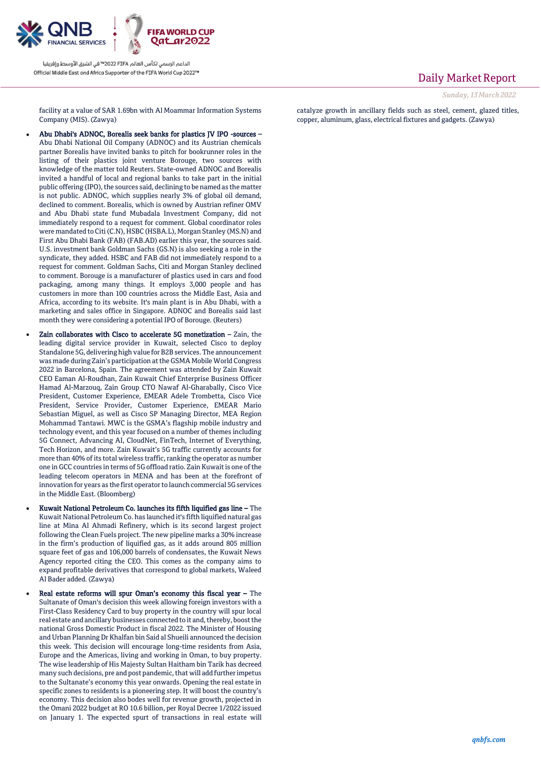facility at a value of SAR 1.69bn with Al Moammar Information Systems Company (MIS). (Zawya)

- **Abu Dhabi's ADNOC, Borealis seek banks for plastics JV IPO -sources –** Abu Dhabi National Oil Company (ADNOC) and its Austrian chemicals partner Borealis have invited banks to pitch for bookrunner roles in the listing of their plastics joint venture Borouge, two sources with knowledge of the matter told Reuters. State-owned ADNOC and Borealis invited a handful of local and regional banks to take part in the initial public offering (IPO), the sources said, declining to be named as the matter is not public. ADNOC, which supplies nearly 3% of global oil demand, declined to comment. Borealis, which is owned by Austrian refiner OMV and Abu Dhabi state fund Mubadala Investment Company, did not immediately respond to a request for comment. Global coordinator roles were mandated to Citi (C.N), HSBC (HSBA.L), Morgan Stanley (MS.N) and First Abu Dhabi Bank (FAB) (FAB.AD) earlier this year, the sources said. U.S. investment bank Goldman Sachs (GS.N) is also seeking a role in the syndicate, they added. HSBC and FAB did not immediately respond to a request for comment. Goldman Sachs, Citi and Morgan Stanley declined to comment. Borouge is a manufacturer of plastics used in cars and food packaging, among many things. It employs 3,000 people and has customers in more than 100 countries across the Middle East, Asia and Africa, according to its website. It's main plant is in Abu Dhabi, with a marketing and sales office in Singapore. ADNOC and Borealis said last month they were considering a potential IPO of Borouge. (Reuters)
- **Zain collaborates with Cisco to accelerate 5G monetization –** Zain, the leading digital service provider in Kuwait, selected Cisco to deploy Standalone 5G, delivering high value for B2B services. The announcement was made during Zain's participation at the GSMA Mobile World Congress 2022 in Barcelona, Spain. The agreement was attended by Zain Kuwait CEO Eaman Al-Roudhan, Zain Kuwait Chief Enterprise Business Officer Hamad Al-Marzouq, Zain Group CTO Nawaf Al-Gharabally, Cisco Vice President, Customer Experience, EMEAR Adele Trombetta, Cisco Vice President, Service Provider, Customer Experience, EMEAR Mario Sebastian Miguel, as well as Cisco SP Managing Director, MEA Region Mohammad Tantawi. MWC is the GSMA's flagship mobile industry and technology event, and this year focused on a number of themes including 5G Connect, Advancing AI, CloudNet, FinTech, Internet of Everything, Tech Horizon, and more. Zain Kuwait's 5G traffic currently accounts for more than 40% of its total wireless traffic, ranking the operator as number one in GCC countries in terms of 5G offload ratio. Zain Kuwait is one of the leading telecom operators in MENA and has been at the forefront of innovation for years as the first operator to launch commercial 5G services in the Middle East. (Bloomberg)
- **Kuwait National Petroleum Co. launches its fifth liquified gas line –** The Kuwait National Petroleum Co. has launched it's fifth liquified natural gas line at Mina Al Ahmadi Refinery, which is its second largest project following the Clean Fuels project. The new pipeline marks a 30% increase in the firm's production of liquified gas, as it adds around 805 million square feet of gas and 106,000 barrels of condensates, the Kuwait News Agency reported citing the CEO. This comes as the company aims to expand profitable derivatives that correspond to global markets, Waleed Al Bader added. (Zawya)
- **Real estate reforms will spur Oman's economy this fiscal year –** The Sultanate of Oman's decision this week allowing foreign investors with a First-Class Residency Card to buy property in the country will spur local real estate and ancillary businesses connected to it and, thereby, boost the national Gross Domestic Product in fiscal 2022. The Minister of Housing and Urban Planning Dr Khalfan bin Said al Shueili announced the decision this week. This decision will encourage long-time residents from Asia, Europe and the Americas, living and working in Oman, to buy property. The wise leadership of His Majesty Sultan Haitham bin Tarik has decreed many such decisions, pre and post pandemic, that will add further impetus to the Sultanate's economy this year onwards. Opening the real estate in specific zones to residents is a pioneering step. It will boost the country's economy. This decision also bodes well for revenue growth, projected in the Omani 2022 budget at RO 10.6 billion, per Royal Decree 1/2022 issued on January 1. The expected spurt of transactions in real estate will catalyze growth in ancillary fields such as steel, cement, glazed titles, copper, aluminum, glass, electrical fixtures and gadgets. (Zawya)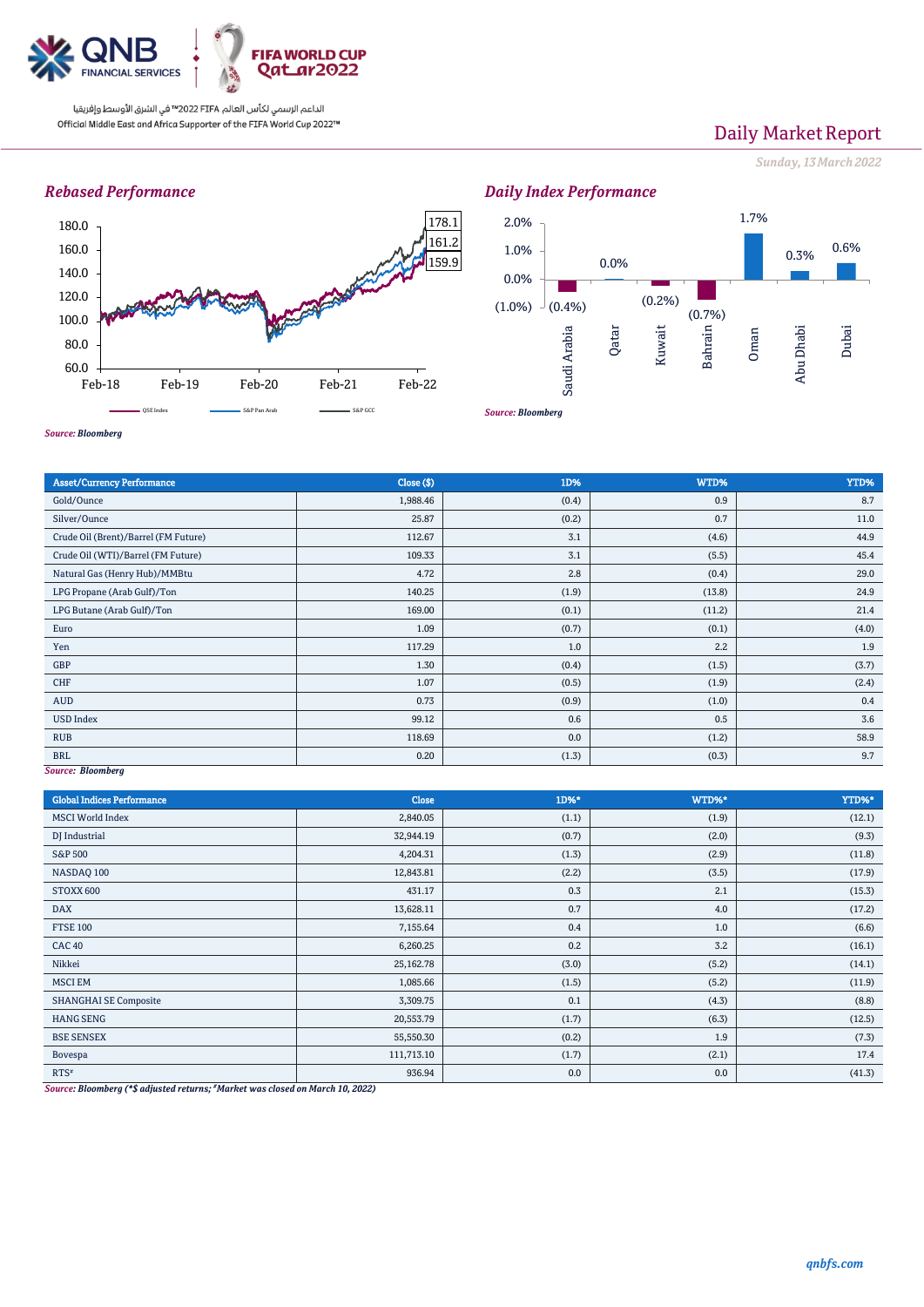QNB FINANCIAL SERVICES

الداعم الرسمي لكأس العالم FIFA 2022™ في الشرق الأوسط وإفريقيا
Official Middle East and Africa Supporter of the FIFA World Cup 2022™

# Daily Market Report

*Sunday, 13 March 2022*

## Rebased Performance

Legend: QSE Index, S&P Pan Arab, S&P GCC

Values: 178.1, 161.2, 159.9

*Source: Bloomberg*

## Daily Index Performance

| Saudi Arabia | Qatar | Kuwait | Bahrain | Oman | Abu Dhabi | Dubai |
|---|---|---|---|---|---|---|
| (0.4%) | 0.0% | (0.2%) | (0.7%) | 1.7% | 0.3% | 0.6% |

*Source: Bloomberg*

| Asset/Currency Performance | Close ($) | 1D% | WTD% | YTD% |
|---|---|---|---|---|
| Gold/Ounce | 1,988.46 | (0.4) | 0.9 | 8.7 |
| Silver/Ounce | 25.87 | (0.2) | 0.7 | 11.0 |
| Crude Oil (Brent)/Barrel (FM Future) | 112.67 | 3.1 | (4.6) | 44.9 |
| Crude Oil (WTI)/Barrel (FM Future) | 109.33 | 3.1 | (5.5) | 45.4 |
| Natural Gas (Henry Hub)/MMBtu | 4.72 | 2.8 | (0.4) | 29.0 |
| LPG Propane (Arab Gulf)/Ton | 140.25 | (1.9) | (13.8) | 24.9 |
| LPG Butane (Arab Gulf)/Ton | 169.00 | (0.1) | (11.2) | 21.4 |
| Euro | 1.09 | (0.7) | (0.1) | (4.0) |
| Yen | 117.29 | 1.0 | 2.2 | 1.9 |
| GBP | 1.30 | (0.4) | (1.5) | (3.7) |
| CHF | 1.07 | (0.5) | (1.9) | (2.4) |
| AUD | 0.73 | (0.9) | (1.0) | 0.4 |
| USD Index | 99.12 | 0.6 | 0.5 | 3.6 |
| RUB | 118.69 | 0.0 | (1.2) | 58.9 |
| BRL | 0.20 | (1.3) | (0.3) | 9.7 |

*Source: Bloomberg*

| Global Indices Performance | Close | 1D%* | WTD%* | YTD%* |
|---|---|---|---|---|
| MSCI World Index | 2,840.05 | (1.1) | (1.9) | (12.1) |
| DJ Industrial | 32,944.19 | (0.7) | (2.0) | (9.3) |
| S&P 500 | 4,204.31 | (1.3) | (2.9) | (11.8) |
| NASDAQ 100 | 12,843.81 | (2.2) | (3.5) | (17.9) |
| STOXX 600 | 431.17 | 0.3 | 2.1 | (15.3) |
| DAX | 13,628.11 | 0.7 | 4.0 | (17.2) |
| FTSE 100 | 7,155.64 | 0.4 | 1.0 | (6.6) |
| CAC 40 | 6,260.25 | 0.2 | 3.2 | (16.1) |
| Nikkei | 25,162.78 | (3.0) | (5.2) | (14.1) |
| MSCI EM | 1,085.66 | (1.5) | (5.2) | (11.9) |
| SHANGHAI SE Composite | 3,309.75 | 0.1 | (4.3) | (8.8) |
| HANG SENG | 20,553.79 | (1.7) | (6.3) | (12.5) |
| BSE SENSEX | 55,550.30 | (0.2) | 1.9 | (7.3) |
| Bovespa | 111,713.10 | (1.7) | (2.1) | 17.4 |
| RTS# | 936.94 | 0.0 | 0.0 | (41.3) |

*Source: Bloomberg (*$ adjusted returns; #Market was closed on March 10, 2022)*

*qnbfs.com*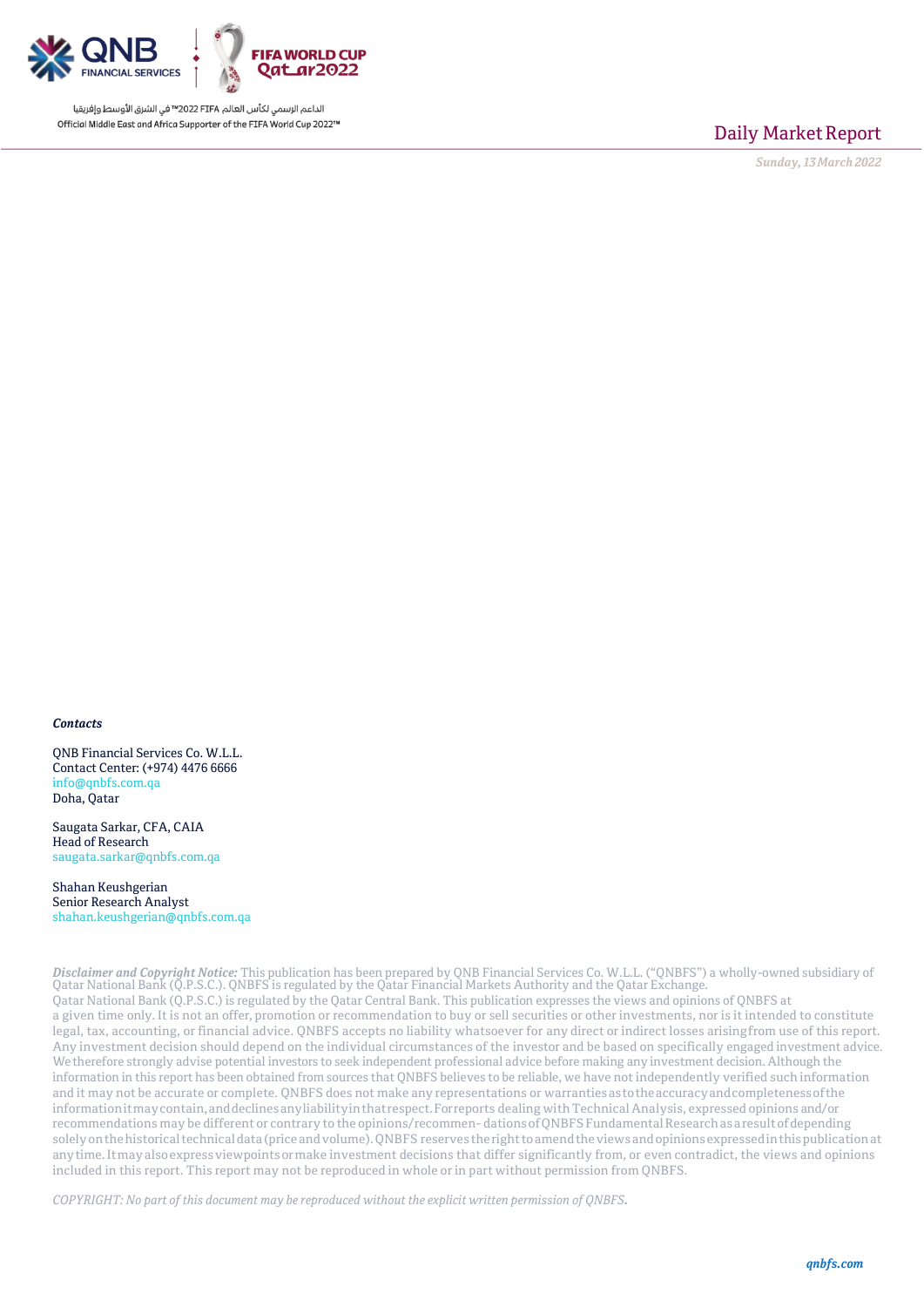***Contacts***

QNB Financial Services Co. W.L.L.
Contact Center: (+974) 4476 6666
info@qnbfs.com.qa
Doha, Qatar

Saugata Sarkar, CFA, CAIA
Head of Research
saugata.sarkar@qnbfs.com.qa

Shahan Keushgerian
Senior Research Analyst
shahan.keushgerian@qnbfs.com.qa

***Disclaimer and Copyright Notice:*** This publication has been prepared by QNB Financial Services Co. W.L.L. ("QNBFS") a wholly-owned subsidiary of Qatar National Bank (Q.P.S.C.). QNBFS is regulated by the Qatar Financial Markets Authority and the Qatar Exchange. Qatar National Bank (Q.P.S.C.) is regulated by the Qatar Central Bank. This publication expresses the views and opinions of QNBFS at a given time only. It is not an offer, promotion or recommendation to buy or sell securities or other investments, nor is it intended to constitute legal, tax, accounting, or financial advice. QNBFS accepts no liability whatsoever for any direct or indirect losses arising from use of this report. Any investment decision should depend on the individual circumstances of the investor and be based on specifically engaged investment advice. We therefore strongly advise potential investors to seek independent professional advice before making any investment decision. Although the information in this report has been obtained from sources that QNBFS believes to be reliable, we have not independently verified such information and it may not be accurate or complete. QNBFS does not make any representations or warranties as to the accuracy and completeness of the information it may contain, and declines any liability in that respect. For reports dealing with Technical Analysis, expressed opinions and/or recommendations may be different or contrary to the opinions/recommen- dations of QNBFS Fundamental Research as a result of depending solely on the historical technical data (price and volume). QNBFS reserves the right to amend the views and opinions expressed in this publication at any time. It may also express viewpoints or make investment decisions that differ significantly from, or even contradict, the views and opinions included in this report. This report may not be reproduced in whole or in part without permission from QNBFS.

*COPYRIGHT: No part of this document may be reproduced without the explicit written permission of QNBFS.*